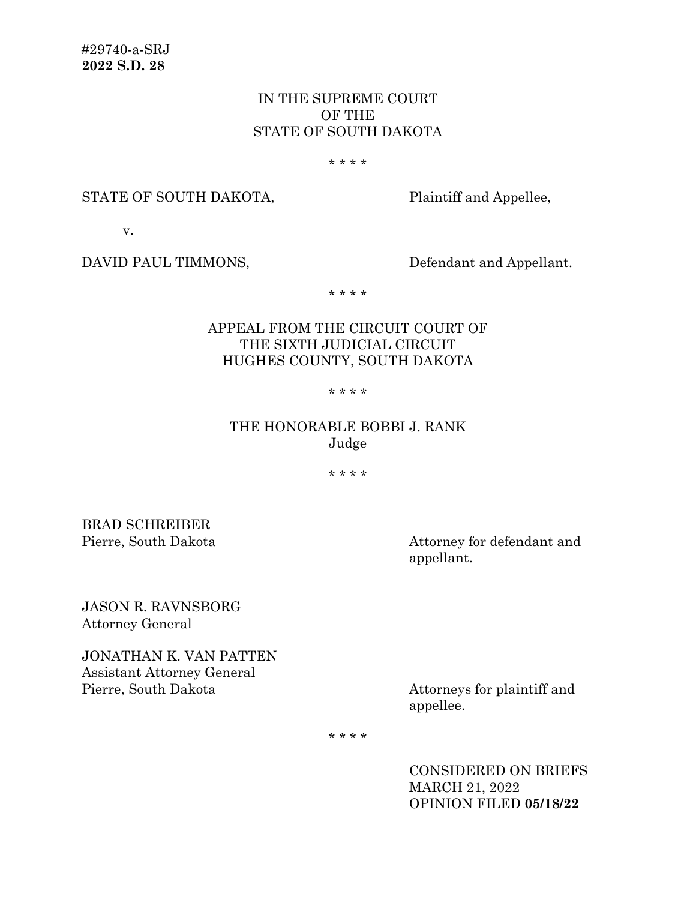#29740-a-SRJ
**2022 S.D. 28**

IN THE SUPREME COURT
OF THE
STATE OF SOUTH DAKOTA

* * * *

STATE OF SOUTH DAKOTA, Plaintiff and Appellee,

v.

DAVID PAUL TIMMONS, Defendant and Appellant.

* * * *

APPEAL FROM THE CIRCUIT COURT OF
THE SIXTH JUDICIAL CIRCUIT
HUGHES COUNTY, SOUTH DAKOTA

* * * *

THE HONORABLE BOBBI J. RANK
Judge

* * * *

BRAD SCHREIBER
Pierre, South Dakota

Attorney for defendant and appellant.

JASON R. RAVNSBORG
Attorney General

JONATHAN K. VAN PATTEN
Assistant Attorney General
Pierre, South Dakota

Attorneys for plaintiff and appellee.

* * * *

CONSIDERED ON BRIEFS
MARCH 21, 2022
OPINION FILED **05/18/22**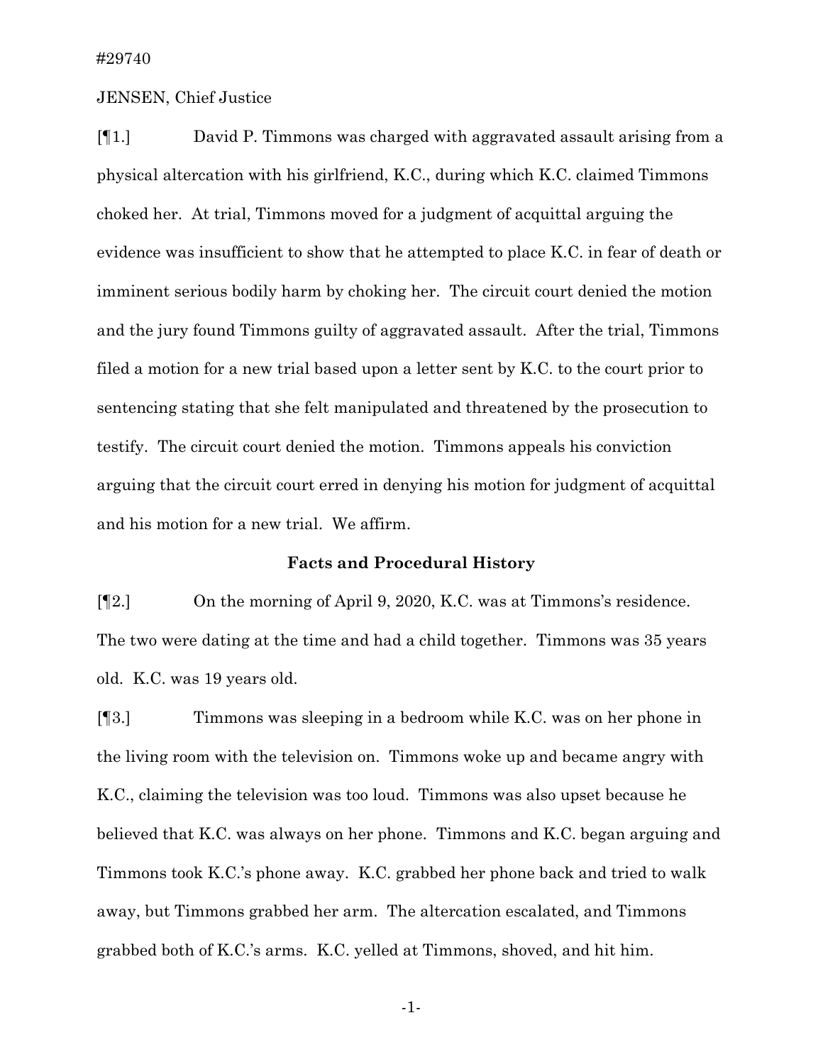#29740

JENSEN, Chief Justice

[¶1.] David P. Timmons was charged with aggravated assault arising from a physical altercation with his girlfriend, K.C., during which K.C. claimed Timmons choked her. At trial, Timmons moved for a judgment of acquittal arguing the evidence was insufficient to show that he attempted to place K.C. in fear of death or imminent serious bodily harm by choking her. The circuit court denied the motion and the jury found Timmons guilty of aggravated assault. After the trial, Timmons filed a motion for a new trial based upon a letter sent by K.C. to the court prior to sentencing stating that she felt manipulated and threatened by the prosecution to testify. The circuit court denied the motion. Timmons appeals his conviction arguing that the circuit court erred in denying his motion for judgment of acquittal and his motion for a new trial. We affirm.

### Facts and Procedural History

[¶2.] On the morning of April 9, 2020, K.C. was at Timmons's residence. The two were dating at the time and had a child together. Timmons was 35 years old. K.C. was 19 years old.

[¶3.] Timmons was sleeping in a bedroom while K.C. was on her phone in the living room with the television on. Timmons woke up and became angry with K.C., claiming the television was too loud. Timmons was also upset because he believed that K.C. was always on her phone. Timmons and K.C. began arguing and Timmons took K.C.'s phone away. K.C. grabbed her phone back and tried to walk away, but Timmons grabbed her arm. The altercation escalated, and Timmons grabbed both of K.C.'s arms. K.C. yelled at Timmons, shoved, and hit him.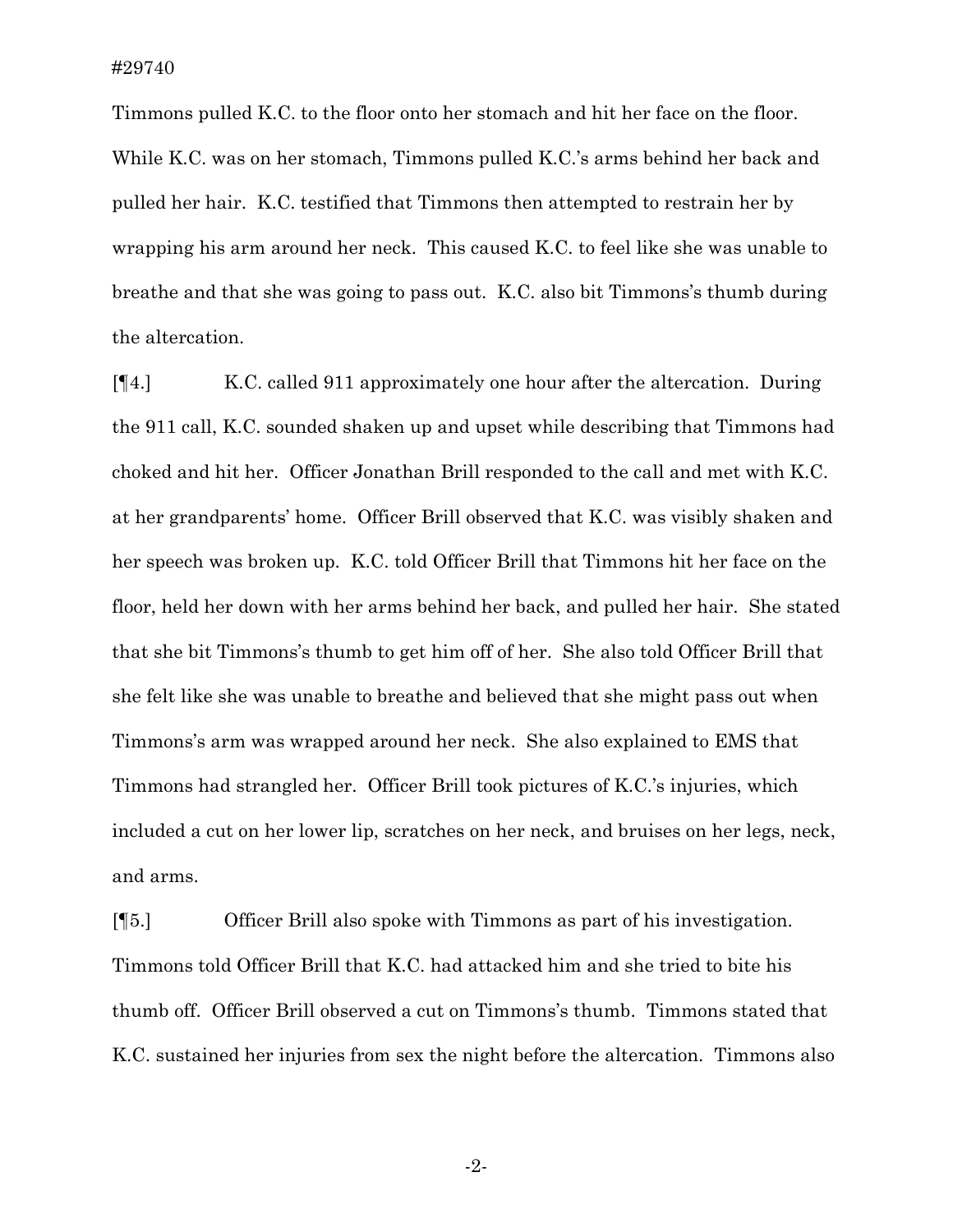Timmons pulled K.C. to the floor onto her stomach and hit her face on the floor. While K.C. was on her stomach, Timmons pulled K.C.'s arms behind her back and pulled her hair. K.C. testified that Timmons then attempted to restrain her by wrapping his arm around her neck. This caused K.C. to feel like she was unable to breathe and that she was going to pass out. K.C. also bit Timmons's thumb during the altercation.

[¶4.] K.C. called 911 approximately one hour after the altercation. During the 911 call, K.C. sounded shaken up and upset while describing that Timmons had choked and hit her. Officer Jonathan Brill responded to the call and met with K.C. at her grandparents' home. Officer Brill observed that K.C. was visibly shaken and her speech was broken up. K.C. told Officer Brill that Timmons hit her face on the floor, held her down with her arms behind her back, and pulled her hair. She stated that she bit Timmons's thumb to get him off of her. She also told Officer Brill that she felt like she was unable to breathe and believed that she might pass out when Timmons's arm was wrapped around her neck. She also explained to EMS that Timmons had strangled her. Officer Brill took pictures of K.C.'s injuries, which included a cut on her lower lip, scratches on her neck, and bruises on her legs, neck, and arms.

[¶5.] Officer Brill also spoke with Timmons as part of his investigation. Timmons told Officer Brill that K.C. had attacked him and she tried to bite his thumb off. Officer Brill observed a cut on Timmons's thumb. Timmons stated that K.C. sustained her injuries from sex the night before the altercation. Timmons also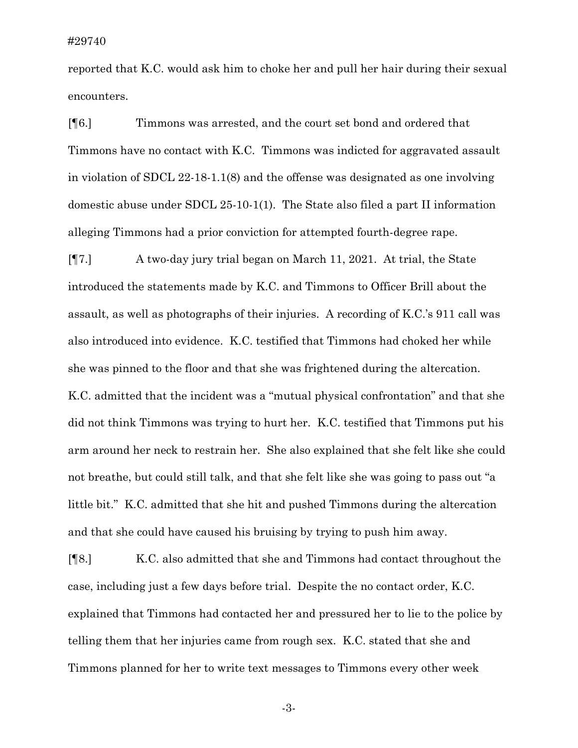reported that K.C. would ask him to choke her and pull her hair during their sexual encounters.

[¶6.] Timmons was arrested, and the court set bond and ordered that Timmons have no contact with K.C. Timmons was indicted for aggravated assault in violation of SDCL 22-18-1.1(8) and the offense was designated as one involving domestic abuse under SDCL 25-10-1(1). The State also filed a part II information alleging Timmons had a prior conviction for attempted fourth-degree rape.

[¶7.] A two-day jury trial began on March 11, 2021. At trial, the State introduced the statements made by K.C. and Timmons to Officer Brill about the assault, as well as photographs of their injuries. A recording of K.C.'s 911 call was also introduced into evidence. K.C. testified that Timmons had choked her while she was pinned to the floor and that she was frightened during the altercation. K.C. admitted that the incident was a "mutual physical confrontation" and that she did not think Timmons was trying to hurt her. K.C. testified that Timmons put his arm around her neck to restrain her. She also explained that she felt like she could not breathe, but could still talk, and that she felt like she was going to pass out "a little bit." K.C. admitted that she hit and pushed Timmons during the altercation and that she could have caused his bruising by trying to push him away.

[¶8.] K.C. also admitted that she and Timmons had contact throughout the case, including just a few days before trial. Despite the no contact order, K.C. explained that Timmons had contacted her and pressured her to lie to the police by telling them that her injuries came from rough sex. K.C. stated that she and Timmons planned for her to write text messages to Timmons every other week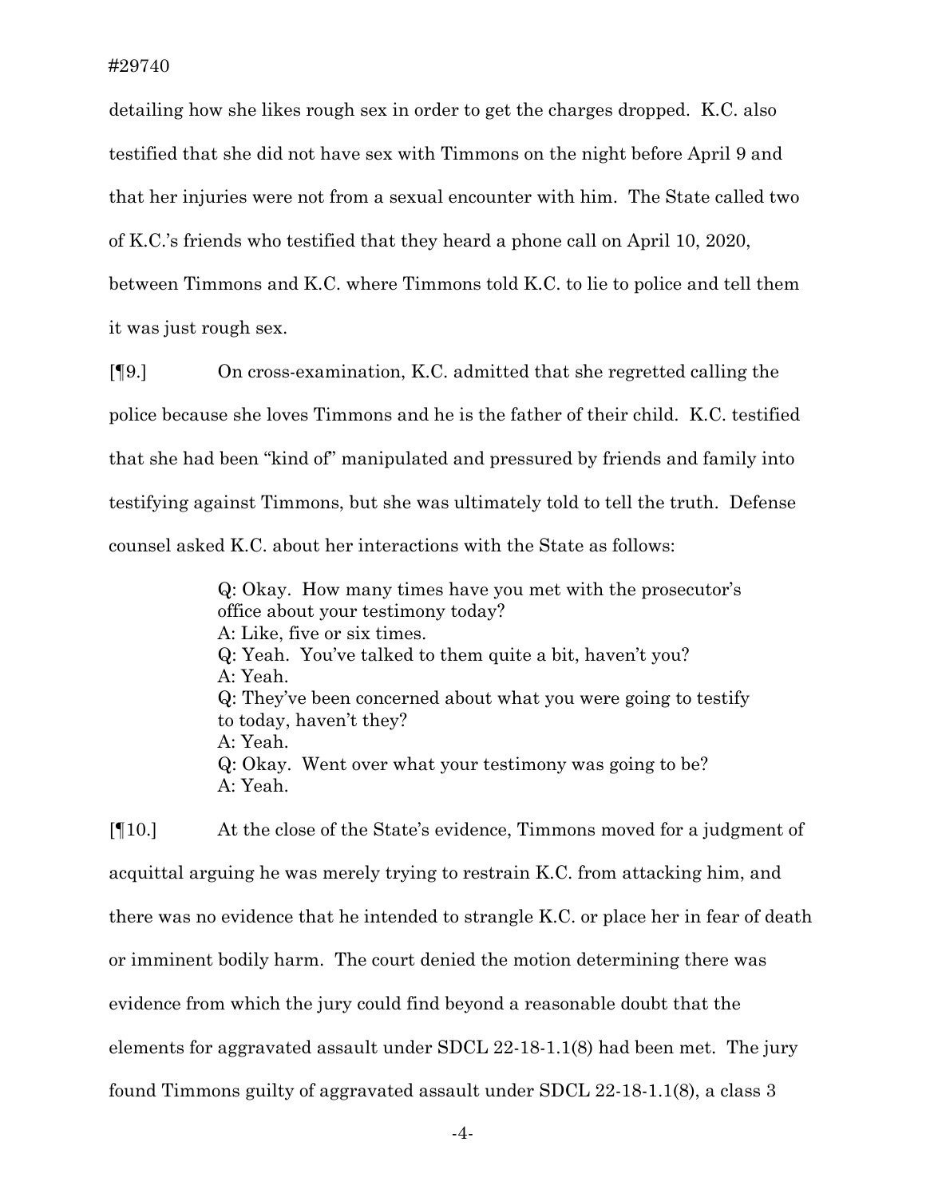detailing how she likes rough sex in order to get the charges dropped. K.C. also testified that she did not have sex with Timmons on the night before April 9 and that her injuries were not from a sexual encounter with him. The State called two of K.C.'s friends who testified that they heard a phone call on April 10, 2020, between Timmons and K.C. where Timmons told K.C. to lie to police and tell them it was just rough sex.

[¶9.] On cross-examination, K.C. admitted that she regretted calling the police because she loves Timmons and he is the father of their child. K.C. testified that she had been "kind of" manipulated and pressured by friends and family into testifying against Timmons, but she was ultimately told to tell the truth. Defense counsel asked K.C. about her interactions with the State as follows:

> Q: Okay. How many times have you met with the prosecutor's office about your testimony today?
> A: Like, five or six times.
> Q: Yeah. You've talked to them quite a bit, haven't you?
> A: Yeah.
> Q: They've been concerned about what you were going to testify to today, haven't they?
> A: Yeah.
> Q: Okay. Went over what your testimony was going to be?
> A: Yeah.

[¶10.] At the close of the State's evidence, Timmons moved for a judgment of acquittal arguing he was merely trying to restrain K.C. from attacking him, and there was no evidence that he intended to strangle K.C. or place her in fear of death or imminent bodily harm. The court denied the motion determining there was evidence from which the jury could find beyond a reasonable doubt that the elements for aggravated assault under SDCL 22-18-1.1(8) had been met. The jury found Timmons guilty of aggravated assault under SDCL 22-18-1.1(8), a class 3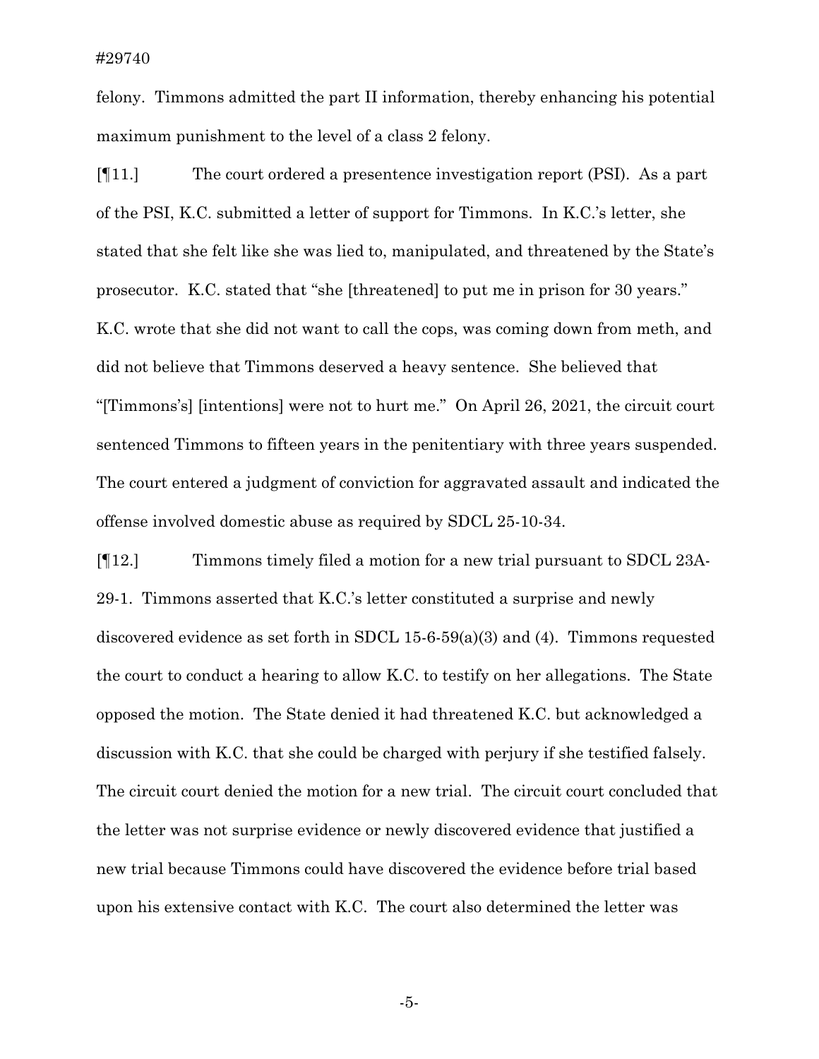felony. Timmons admitted the part II information, thereby enhancing his potential maximum punishment to the level of a class 2 felony.

[¶11.] The court ordered a presentence investigation report (PSI). As a part of the PSI, K.C. submitted a letter of support for Timmons. In K.C.'s letter, she stated that she felt like she was lied to, manipulated, and threatened by the State's prosecutor. K.C. stated that "she [threatened] to put me in prison for 30 years." K.C. wrote that she did not want to call the cops, was coming down from meth, and did not believe that Timmons deserved a heavy sentence. She believed that "[Timmons's] [intentions] were not to hurt me." On April 26, 2021, the circuit court sentenced Timmons to fifteen years in the penitentiary with three years suspended. The court entered a judgment of conviction for aggravated assault and indicated the offense involved domestic abuse as required by SDCL 25-10-34.

[¶12.] Timmons timely filed a motion for a new trial pursuant to SDCL 23A-29-1. Timmons asserted that K.C.'s letter constituted a surprise and newly discovered evidence as set forth in SDCL 15-6-59(a)(3) and (4). Timmons requested the court to conduct a hearing to allow K.C. to testify on her allegations. The State opposed the motion. The State denied it had threatened K.C. but acknowledged a discussion with K.C. that she could be charged with perjury if she testified falsely. The circuit court denied the motion for a new trial. The circuit court concluded that the letter was not surprise evidence or newly discovered evidence that justified a new trial because Timmons could have discovered the evidence before trial based upon his extensive contact with K.C. The court also determined the letter was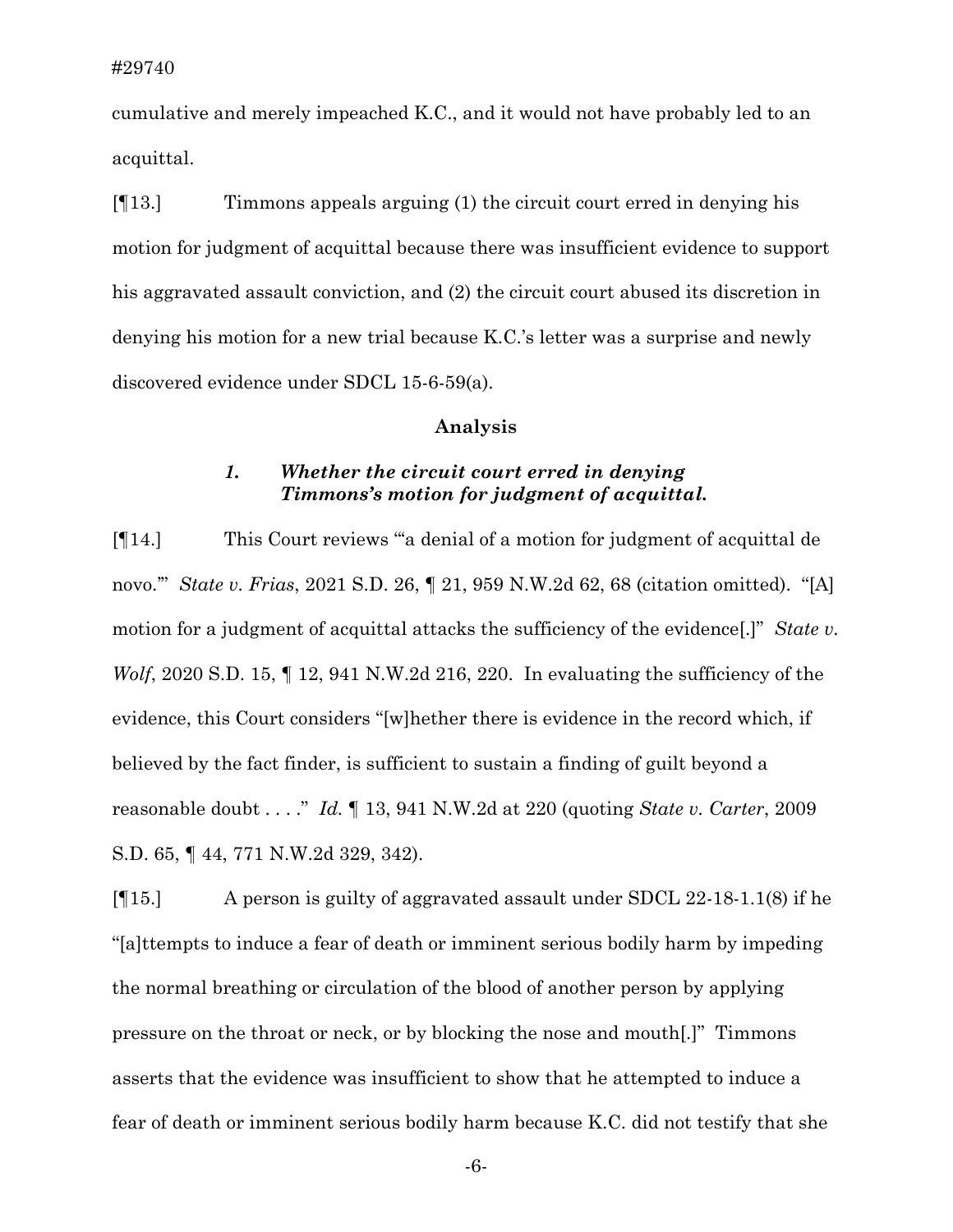cumulative and merely impeached K.C., and it would not have probably led to an acquittal.

[¶13.] Timmons appeals arguing (1) the circuit court erred in denying his motion for judgment of acquittal because there was insufficient evidence to support his aggravated assault conviction, and (2) the circuit court abused its discretion in denying his motion for a new trial because K.C.'s letter was a surprise and newly discovered evidence under SDCL 15-6-59(a).

## Analysis

### *1. Whether the circuit court erred in denying Timmons's motion for judgment of acquittal.*

[¶14.] This Court reviews "'a denial of a motion for judgment of acquittal de novo.'" *State v. Frias*, 2021 S.D. 26, ¶ 21, 959 N.W.2d 62, 68 (citation omitted). "[A] motion for a judgment of acquittal attacks the sufficiency of the evidence[.]" *State v. Wolf*, 2020 S.D. 15, ¶ 12, 941 N.W.2d 216, 220. In evaluating the sufficiency of the evidence, this Court considers "[w]hether there is evidence in the record which, if believed by the fact finder, is sufficient to sustain a finding of guilt beyond a reasonable doubt . . . ." *Id.* ¶ 13, 941 N.W.2d at 220 (quoting *State v. Carter*, 2009 S.D. 65, ¶ 44, 771 N.W.2d 329, 342).

[¶15.] A person is guilty of aggravated assault under SDCL 22-18-1.1(8) if he "[a]ttempts to induce a fear of death or imminent serious bodily harm by impeding the normal breathing or circulation of the blood of another person by applying pressure on the throat or neck, or by blocking the nose and mouth[.]" Timmons asserts that the evidence was insufficient to show that he attempted to induce a fear of death or imminent serious bodily harm because K.C. did not testify that she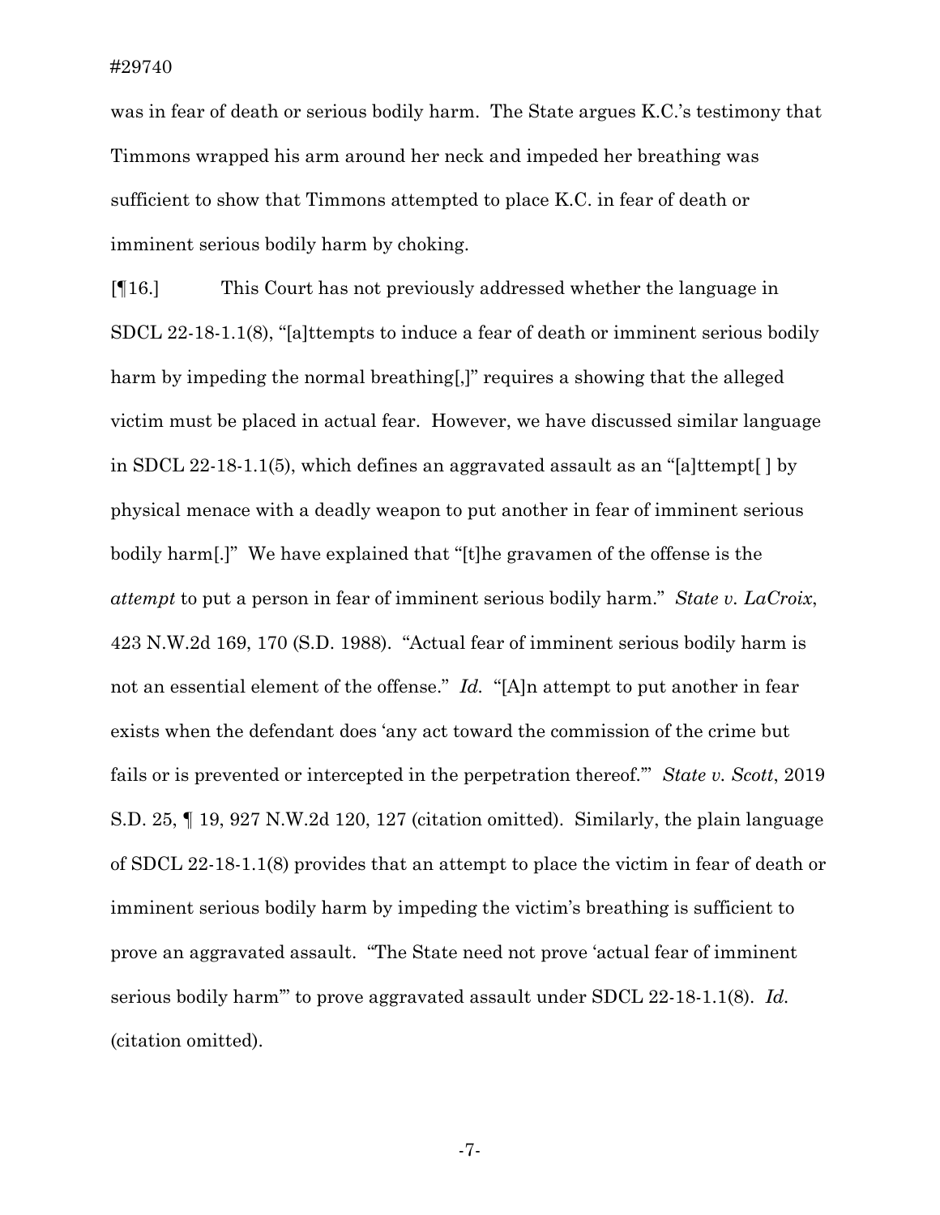was in fear of death or serious bodily harm. The State argues K.C.'s testimony that Timmons wrapped his arm around her neck and impeded her breathing was sufficient to show that Timmons attempted to place K.C. in fear of death or imminent serious bodily harm by choking.

[¶16.] This Court has not previously addressed whether the language in SDCL 22-18-1.1(8), "[a]ttempts to induce a fear of death or imminent serious bodily harm by impeding the normal breathing[,]" requires a showing that the alleged victim must be placed in actual fear. However, we have discussed similar language in SDCL 22-18-1.1(5), which defines an aggravated assault as an "[a]ttempt[ ] by physical menace with a deadly weapon to put another in fear of imminent serious bodily harm[.]" We have explained that "[t]he gravamen of the offense is the *attempt* to put a person in fear of imminent serious bodily harm." *State v. LaCroix*, 423 N.W.2d 169, 170 (S.D. 1988). "Actual fear of imminent serious bodily harm is not an essential element of the offense." *Id.* "[A]n attempt to put another in fear exists when the defendant does 'any act toward the commission of the crime but fails or is prevented or intercepted in the perpetration thereof.'" *State v. Scott*, 2019 S.D. 25, ¶ 19, 927 N.W.2d 120, 127 (citation omitted). Similarly, the plain language of SDCL 22-18-1.1(8) provides that an attempt to place the victim in fear of death or imminent serious bodily harm by impeding the victim's breathing is sufficient to prove an aggravated assault. "The State need not prove 'actual fear of imminent serious bodily harm'" to prove aggravated assault under SDCL 22-18-1.1(8). *Id.* (citation omitted).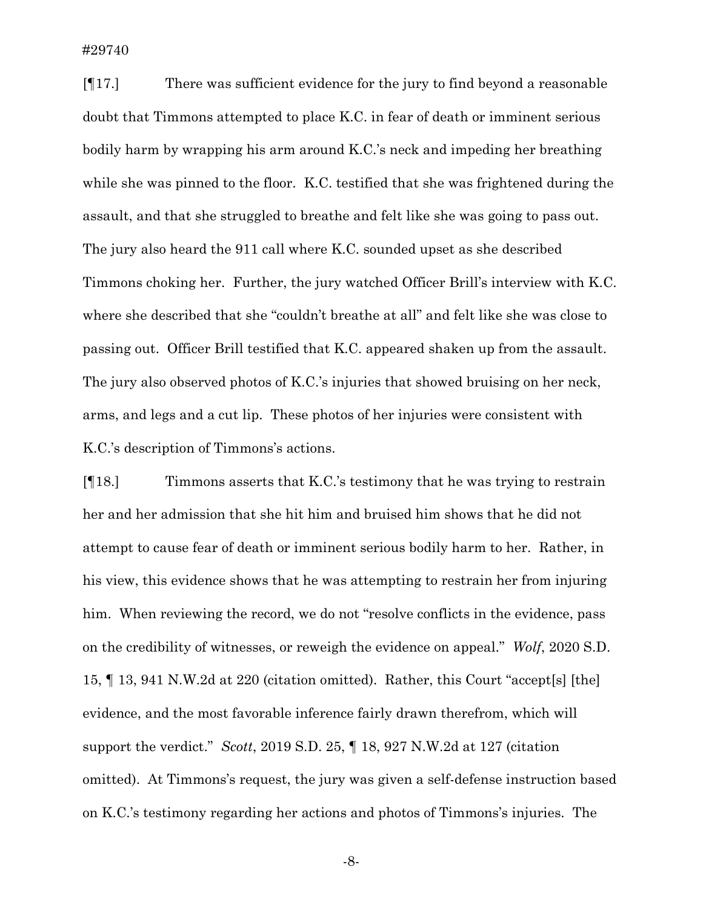[¶17.] There was sufficient evidence for the jury to find beyond a reasonable doubt that Timmons attempted to place K.C. in fear of death or imminent serious bodily harm by wrapping his arm around K.C.'s neck and impeding her breathing while she was pinned to the floor. K.C. testified that she was frightened during the assault, and that she struggled to breathe and felt like she was going to pass out. The jury also heard the 911 call where K.C. sounded upset as she described Timmons choking her. Further, the jury watched Officer Brill's interview with K.C. where she described that she "couldn't breathe at all" and felt like she was close to passing out. Officer Brill testified that K.C. appeared shaken up from the assault. The jury also observed photos of K.C.'s injuries that showed bruising on her neck, arms, and legs and a cut lip. These photos of her injuries were consistent with K.C.'s description of Timmons's actions.

[¶18.] Timmons asserts that K.C.'s testimony that he was trying to restrain her and her admission that she hit him and bruised him shows that he did not attempt to cause fear of death or imminent serious bodily harm to her. Rather, in his view, this evidence shows that he was attempting to restrain her from injuring him. When reviewing the record, we do not "resolve conflicts in the evidence, pass on the credibility of witnesses, or reweigh the evidence on appeal." *Wolf*, 2020 S.D. 15, ¶ 13, 941 N.W.2d at 220 (citation omitted). Rather, this Court "accept[s] [the] evidence, and the most favorable inference fairly drawn therefrom, which will support the verdict." *Scott*, 2019 S.D. 25, ¶ 18, 927 N.W.2d at 127 (citation omitted). At Timmons's request, the jury was given a self-defense instruction based on K.C.'s testimony regarding her actions and photos of Timmons's injuries. The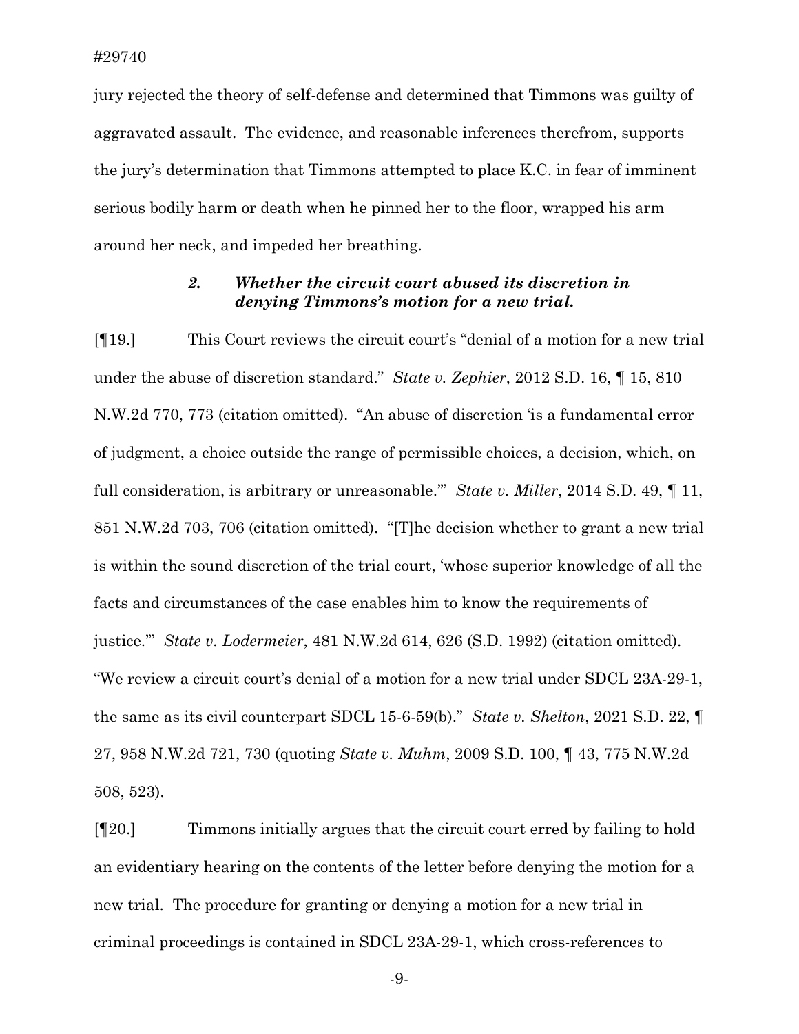jury rejected the theory of self-defense and determined that Timmons was guilty of aggravated assault. The evidence, and reasonable inferences therefrom, supports the jury's determination that Timmons attempted to place K.C. in fear of imminent serious bodily harm or death when he pinned her to the floor, wrapped his arm around her neck, and impeded her breathing.

### *2. Whether the circuit court abused its discretion in denying Timmons's motion for a new trial.*

[¶19.] This Court reviews the circuit court's "denial of a motion for a new trial under the abuse of discretion standard." *State v. Zephier*, 2012 S.D. 16, ¶ 15, 810 N.W.2d 770, 773 (citation omitted). "An abuse of discretion 'is a fundamental error of judgment, a choice outside the range of permissible choices, a decision, which, on full consideration, is arbitrary or unreasonable.'" *State v. Miller*, 2014 S.D. 49, ¶ 11, 851 N.W.2d 703, 706 (citation omitted). "[T]he decision whether to grant a new trial is within the sound discretion of the trial court, 'whose superior knowledge of all the facts and circumstances of the case enables him to know the requirements of justice.'" *State v. Lodermeier*, 481 N.W.2d 614, 626 (S.D. 1992) (citation omitted). "We review a circuit court's denial of a motion for a new trial under SDCL 23A-29-1, the same as its civil counterpart SDCL 15-6-59(b)." *State v. Shelton*, 2021 S.D. 22, ¶ 27, 958 N.W.2d 721, 730 (quoting *State v. Muhm*, 2009 S.D. 100, ¶ 43, 775 N.W.2d 508, 523).

[¶20.] Timmons initially argues that the circuit court erred by failing to hold an evidentiary hearing on the contents of the letter before denying the motion for a new trial. The procedure for granting or denying a motion for a new trial in criminal proceedings is contained in SDCL 23A-29-1, which cross-references to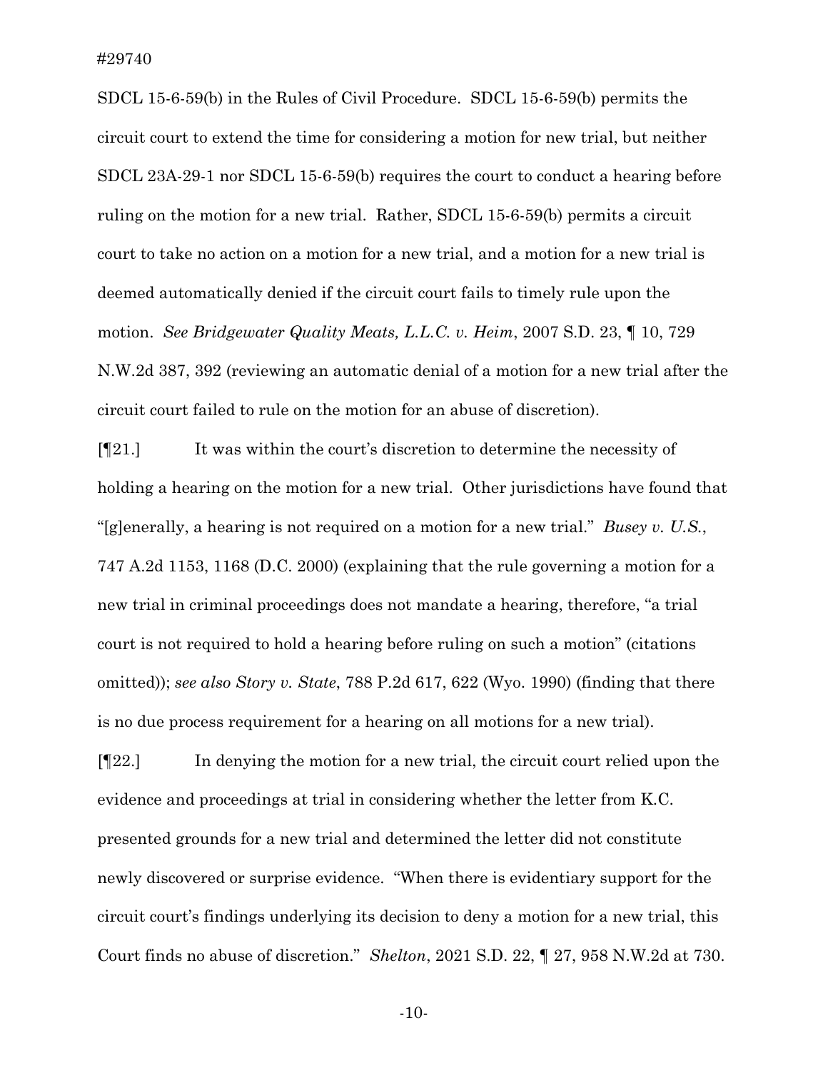SDCL 15-6-59(b) in the Rules of Civil Procedure. SDCL 15-6-59(b) permits the circuit court to extend the time for considering a motion for new trial, but neither SDCL 23A-29-1 nor SDCL 15-6-59(b) requires the court to conduct a hearing before ruling on the motion for a new trial. Rather, SDCL 15-6-59(b) permits a circuit court to take no action on a motion for a new trial, and a motion for a new trial is deemed automatically denied if the circuit court fails to timely rule upon the motion. *See Bridgewater Quality Meats, L.L.C. v. Heim*, 2007 S.D. 23, ¶ 10, 729 N.W.2d 387, 392 (reviewing an automatic denial of a motion for a new trial after the circuit court failed to rule on the motion for an abuse of discretion).

[¶21.] It was within the court's discretion to determine the necessity of holding a hearing on the motion for a new trial. Other jurisdictions have found that "[g]enerally, a hearing is not required on a motion for a new trial." *Busey v. U.S.*, 747 A.2d 1153, 1168 (D.C. 2000) (explaining that the rule governing a motion for a new trial in criminal proceedings does not mandate a hearing, therefore, "a trial court is not required to hold a hearing before ruling on such a motion" (citations omitted)); *see also Story v. State*, 788 P.2d 617, 622 (Wyo. 1990) (finding that there is no due process requirement for a hearing on all motions for a new trial).

[¶22.] In denying the motion for a new trial, the circuit court relied upon the evidence and proceedings at trial in considering whether the letter from K.C. presented grounds for a new trial and determined the letter did not constitute newly discovered or surprise evidence. "When there is evidentiary support for the circuit court's findings underlying its decision to deny a motion for a new trial, this Court finds no abuse of discretion." *Shelton*, 2021 S.D. 22, ¶ 27, 958 N.W.2d at 730.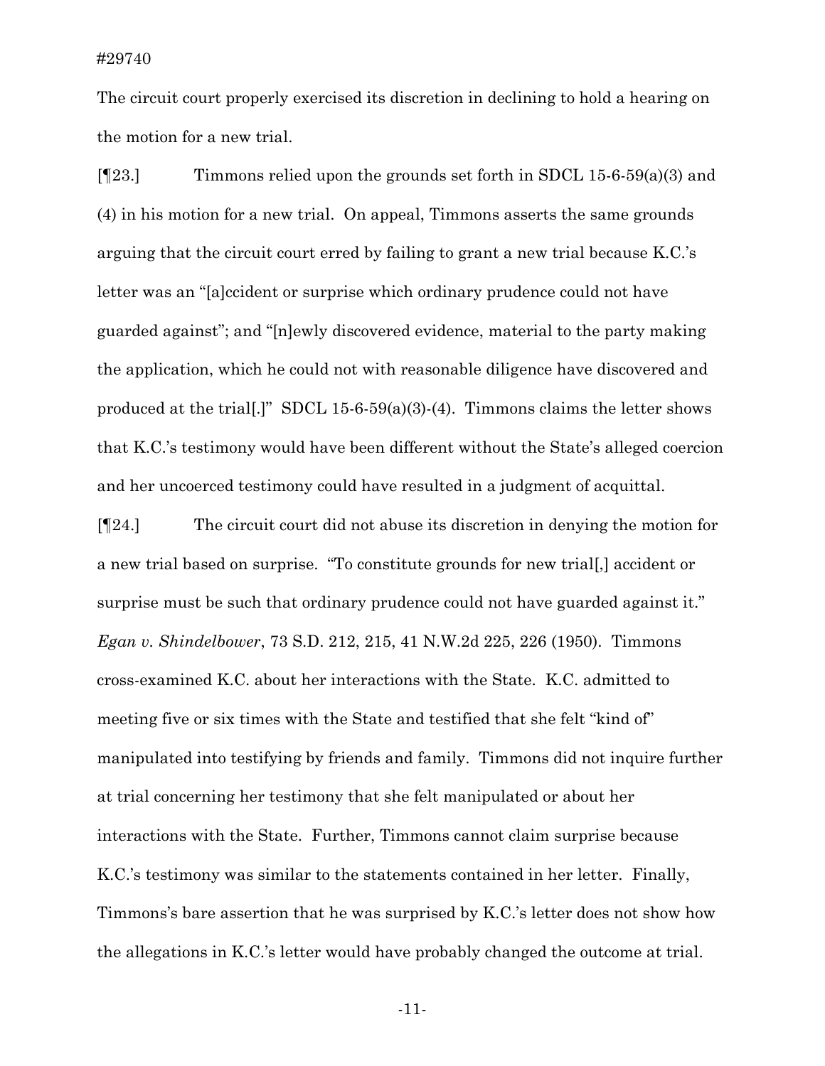The circuit court properly exercised its discretion in declining to hold a hearing on the motion for a new trial.

[¶23.] Timmons relied upon the grounds set forth in SDCL 15-6-59(a)(3) and (4) in his motion for a new trial. On appeal, Timmons asserts the same grounds arguing that the circuit court erred by failing to grant a new trial because K.C.'s letter was an "[a]ccident or surprise which ordinary prudence could not have guarded against"; and "[n]ewly discovered evidence, material to the party making the application, which he could not with reasonable diligence have discovered and produced at the trial[.]" SDCL 15-6-59(a)(3)-(4). Timmons claims the letter shows that K.C.'s testimony would have been different without the State's alleged coercion and her uncoerced testimony could have resulted in a judgment of acquittal.

[¶24.] The circuit court did not abuse its discretion in denying the motion for a new trial based on surprise. "To constitute grounds for new trial[,] accident or surprise must be such that ordinary prudence could not have guarded against it." *Egan v. Shindelbower*, 73 S.D. 212, 215, 41 N.W.2d 225, 226 (1950). Timmons cross-examined K.C. about her interactions with the State. K.C. admitted to meeting five or six times with the State and testified that she felt "kind of" manipulated into testifying by friends and family. Timmons did not inquire further at trial concerning her testimony that she felt manipulated or about her interactions with the State. Further, Timmons cannot claim surprise because K.C.'s testimony was similar to the statements contained in her letter. Finally, Timmons's bare assertion that he was surprised by K.C.'s letter does not show how the allegations in K.C.'s letter would have probably changed the outcome at trial.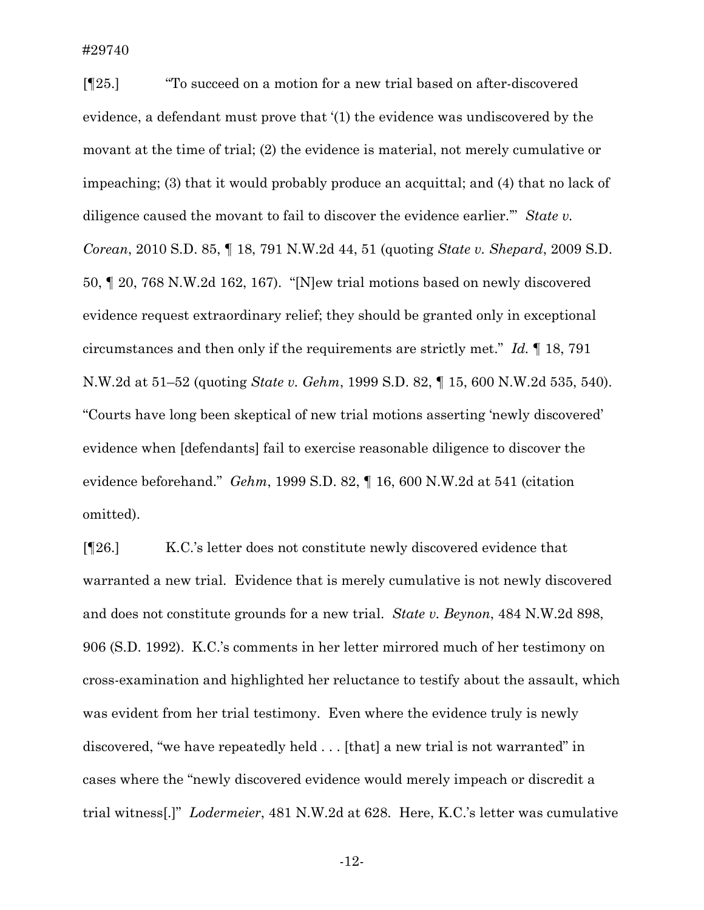[¶25.] "To succeed on a motion for a new trial based on after-discovered evidence, a defendant must prove that '(1) the evidence was undiscovered by the movant at the time of trial; (2) the evidence is material, not merely cumulative or impeaching; (3) that it would probably produce an acquittal; and (4) that no lack of diligence caused the movant to fail to discover the evidence earlier.'" *State v. Corean*, 2010 S.D. 85, ¶ 18, 791 N.W.2d 44, 51 (quoting *State v. Shepard*, 2009 S.D. 50, ¶ 20, 768 N.W.2d 162, 167). "[N]ew trial motions based on newly discovered evidence request extraordinary relief; they should be granted only in exceptional circumstances and then only if the requirements are strictly met." *Id.* ¶ 18, 791 N.W.2d at 51–52 (quoting *State v. Gehm*, 1999 S.D. 82, ¶ 15, 600 N.W.2d 535, 540). "Courts have long been skeptical of new trial motions asserting 'newly discovered' evidence when [defendants] fail to exercise reasonable diligence to discover the evidence beforehand." *Gehm*, 1999 S.D. 82, ¶ 16, 600 N.W.2d at 541 (citation omitted).

[¶26.] K.C.'s letter does not constitute newly discovered evidence that warranted a new trial. Evidence that is merely cumulative is not newly discovered and does not constitute grounds for a new trial. *State v. Beynon*, 484 N.W.2d 898, 906 (S.D. 1992). K.C.'s comments in her letter mirrored much of her testimony on cross-examination and highlighted her reluctance to testify about the assault, which was evident from her trial testimony. Even where the evidence truly is newly discovered, "we have repeatedly held . . . [that] a new trial is not warranted" in cases where the "newly discovered evidence would merely impeach or discredit a trial witness[.]" *Lodermeier*, 481 N.W.2d at 628. Here, K.C.'s letter was cumulative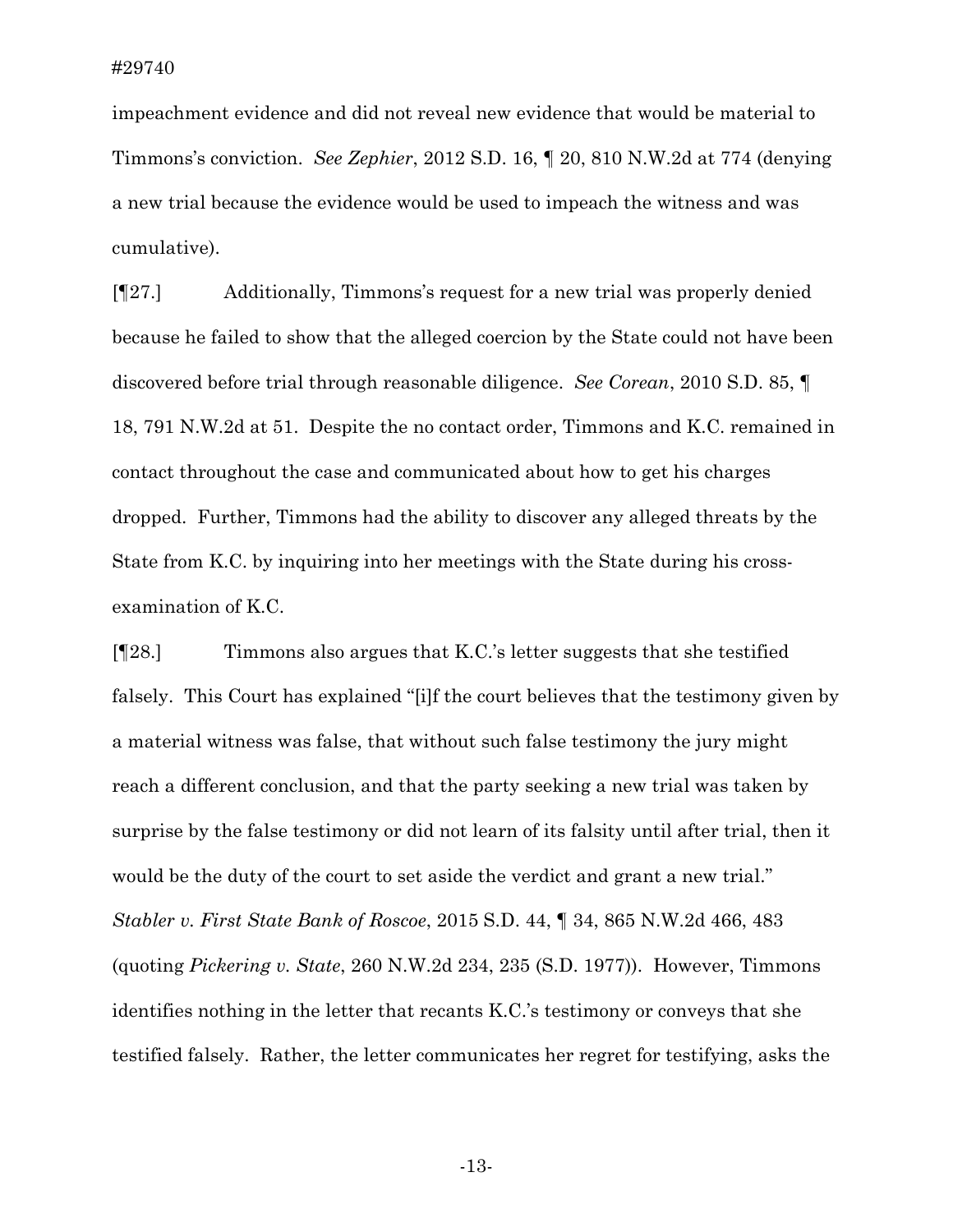impeachment evidence and did not reveal new evidence that would be material to Timmons's conviction. *See Zephier*, 2012 S.D. 16, ¶ 20, 810 N.W.2d at 774 (denying a new trial because the evidence would be used to impeach the witness and was cumulative).

[¶27.] Additionally, Timmons's request for a new trial was properly denied because he failed to show that the alleged coercion by the State could not have been discovered before trial through reasonable diligence. *See Corean*, 2010 S.D. 85, ¶ 18, 791 N.W.2d at 51. Despite the no contact order, Timmons and K.C. remained in contact throughout the case and communicated about how to get his charges dropped. Further, Timmons had the ability to discover any alleged threats by the State from K.C. by inquiring into her meetings with the State during his cross-examination of K.C.

[¶28.] Timmons also argues that K.C.'s letter suggests that she testified falsely. This Court has explained "[i]f the court believes that the testimony given by a material witness was false, that without such false testimony the jury might reach a different conclusion, and that the party seeking a new trial was taken by surprise by the false testimony or did not learn of its falsity until after trial, then it would be the duty of the court to set aside the verdict and grant a new trial." *Stabler v. First State Bank of Roscoe*, 2015 S.D. 44, ¶ 34, 865 N.W.2d 466, 483 (quoting *Pickering v. State*, 260 N.W.2d 234, 235 (S.D. 1977)). However, Timmons identifies nothing in the letter that recants K.C.'s testimony or conveys that she testified falsely. Rather, the letter communicates her regret for testifying, asks the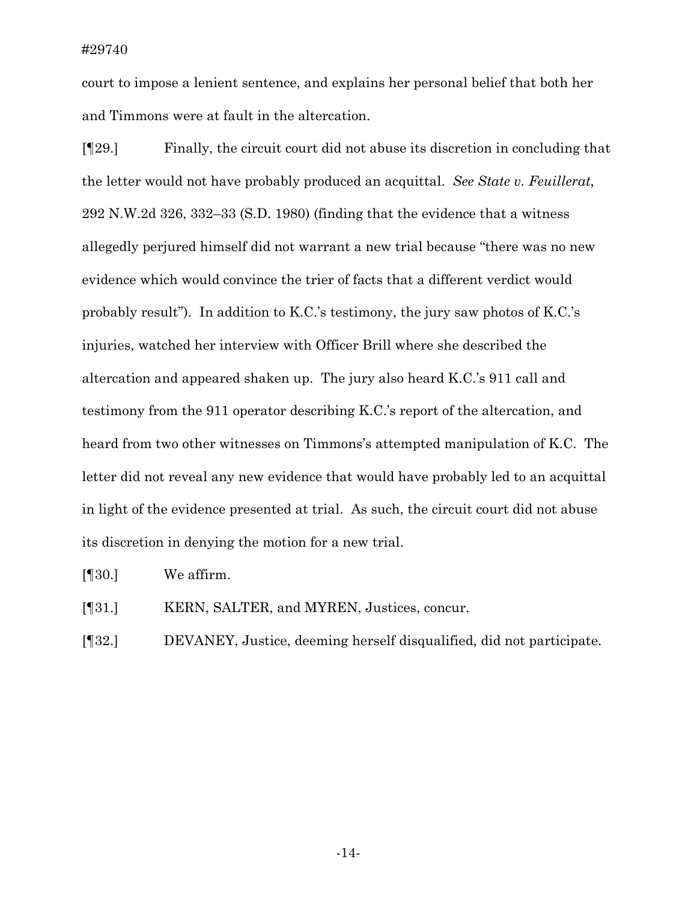court to impose a lenient sentence, and explains her personal belief that both her and Timmons were at fault in the altercation.

[¶29.] Finally, the circuit court did not abuse its discretion in concluding that the letter would not have probably produced an acquittal. *See State v. Feuillerat*, 292 N.W.2d 326, 332–33 (S.D. 1980) (finding that the evidence that a witness allegedly perjured himself did not warrant a new trial because "there was no new evidence which would convince the trier of facts that a different verdict would probably result"). In addition to K.C.'s testimony, the jury saw photos of K.C.'s injuries, watched her interview with Officer Brill where she described the altercation and appeared shaken up. The jury also heard K.C.'s 911 call and testimony from the 911 operator describing K.C.'s report of the altercation, and heard from two other witnesses on Timmons's attempted manipulation of K.C. The letter did not reveal any new evidence that would have probably led to an acquittal in light of the evidence presented at trial. As such, the circuit court did not abuse its discretion in denying the motion for a new trial.

[¶30.] We affirm.

[¶31.] KERN, SALTER, and MYREN, Justices, concur.

[¶32.] DEVANEY, Justice, deeming herself disqualified, did not participate.